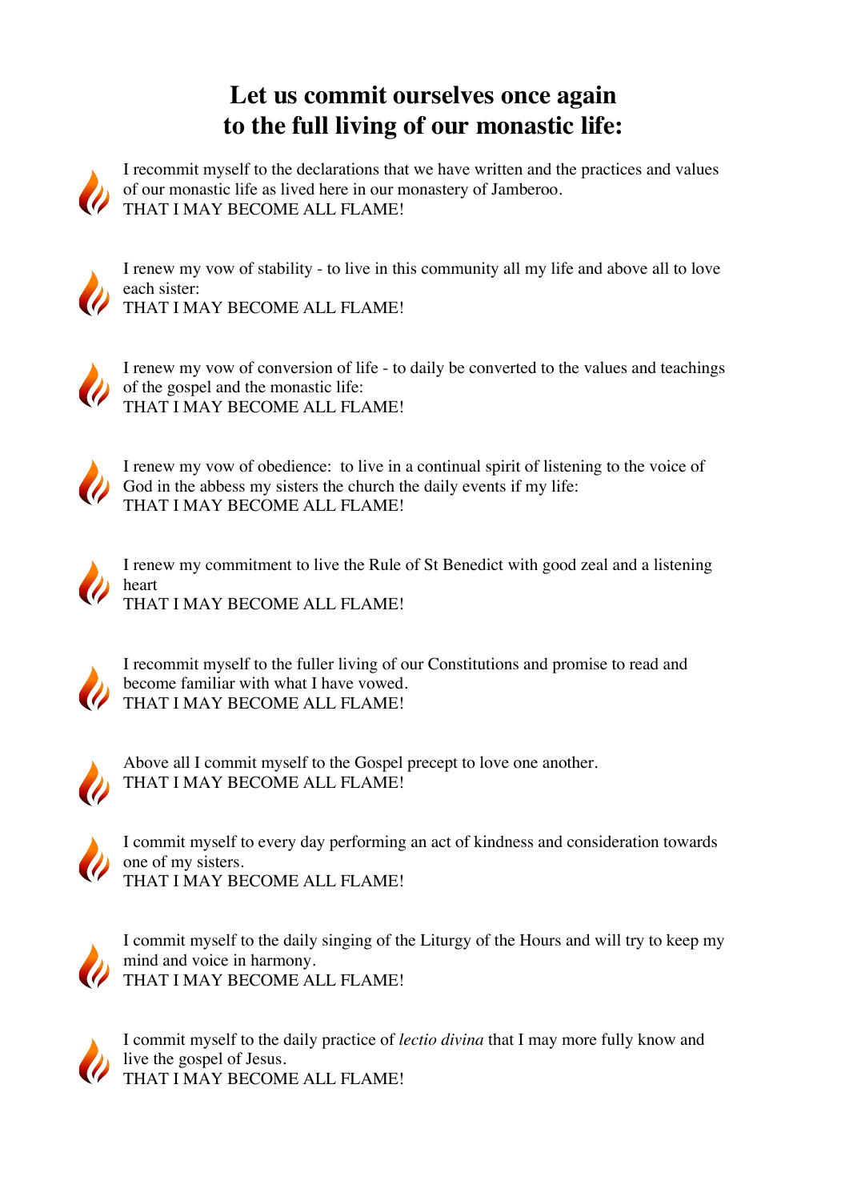# Let us commit ourselves once again to the full living of our monastic life:

I recommit myself to the declarations that we have written and the practices and values of our monastic life as lived here in our monastery of Jamberoo.
THAT I MAY BECOME ALL FLAME!

I renew my vow of stability - to live in this community all my life and above all to love each sister:
THAT I MAY BECOME ALL FLAME!

I renew my vow of conversion of life - to daily be converted to the values and teachings of the gospel and the monastic life:
THAT I MAY BECOME ALL FLAME!

I renew my vow of obedience: to live in a continual spirit of listening to the voice of God in the abbess my sisters the church the daily events if my life:
THAT I MAY BECOME ALL FLAME!

I renew my commitment to live the Rule of St Benedict with good zeal and a listening heart
THAT I MAY BECOME ALL FLAME!

I recommit myself to the fuller living of our Constitutions and promise to read and become familiar with what I have vowed.
THAT I MAY BECOME ALL FLAME!

Above all I commit myself to the Gospel precept to love one another.
THAT I MAY BECOME ALL FLAME!

I commit myself to every day performing an act of kindness and consideration towards one of my sisters.
THAT I MAY BECOME ALL FLAME!

I commit myself to the daily singing of the Liturgy of the Hours and will try to keep my mind and voice in harmony.
THAT I MAY BECOME ALL FLAME!

I commit myself to the daily practice of *lectio divina* that I may more fully know and live the gospel of Jesus.
THAT I MAY BECOME ALL FLAME!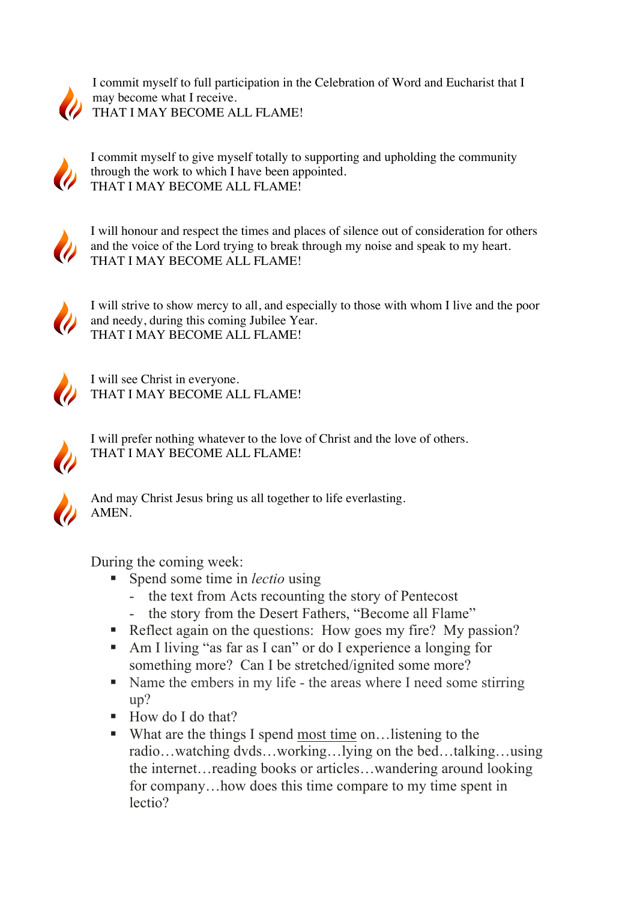I commit myself to full participation in the Celebration of Word and Eucharist that I may become what I receive.
THAT I MAY BECOME ALL FLAME!

I commit myself to give myself totally to supporting and upholding the community through the work to which I have been appointed.
THAT I MAY BECOME ALL FLAME!

I will honour and respect the times and places of silence out of consideration for others and the voice of the Lord trying to break through my noise and speak to my heart.
THAT I MAY BECOME ALL FLAME!

I will strive to show mercy to all, and especially to those with whom I live and the poor and needy, during this coming Jubilee Year.
THAT I MAY BECOME ALL FLAME!

I will see Christ in everyone.
THAT I MAY BECOME ALL FLAME!

I will prefer nothing whatever to the love of Christ and the love of others.
THAT I MAY BECOME ALL FLAME!

And may Christ Jesus bring us all together to life everlasting.
AMEN.

During the coming week:

- Spend some time in *lectio* using
  - the text from Acts recounting the story of Pentecost
  - the story from the Desert Fathers, "Become all Flame"
- Reflect again on the questions: How goes my fire? My passion?
- Am I living "as far as I can" or do I experience a longing for something more? Can I be stretched/ignited some more?
- Name the embers in my life - the areas where I need some stirring up?
- How do I do that?
- What are the things I spend <u>most time</u> on…listening to the radio…watching dvds…working…lying on the bed…talking…using the internet…reading books or articles…wandering around looking for company…how does this time compare to my time spent in lectio?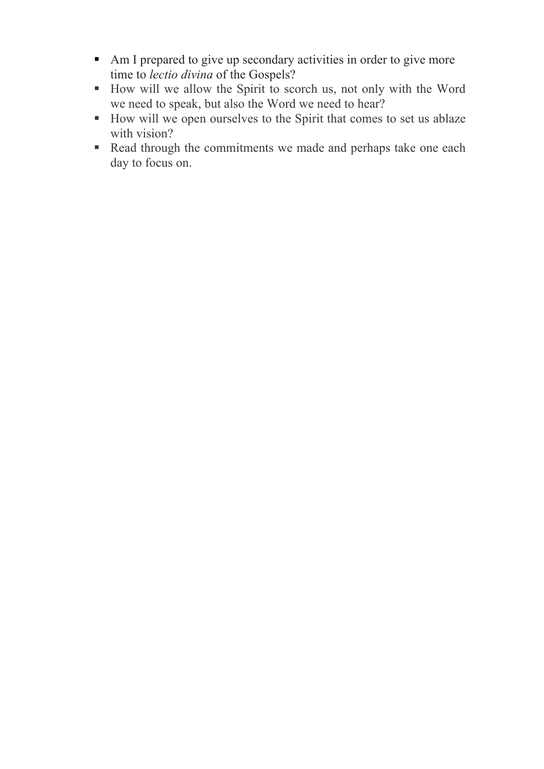- Am I prepared to give up secondary activities in order to give more time to *lectio divina* of the Gospels?
- How will we allow the Spirit to scorch us, not only with the Word we need to speak, but also the Word we need to hear?
- How will we open ourselves to the Spirit that comes to set us ablaze with vision?
- Read through the commitments we made and perhaps take one each day to focus on.